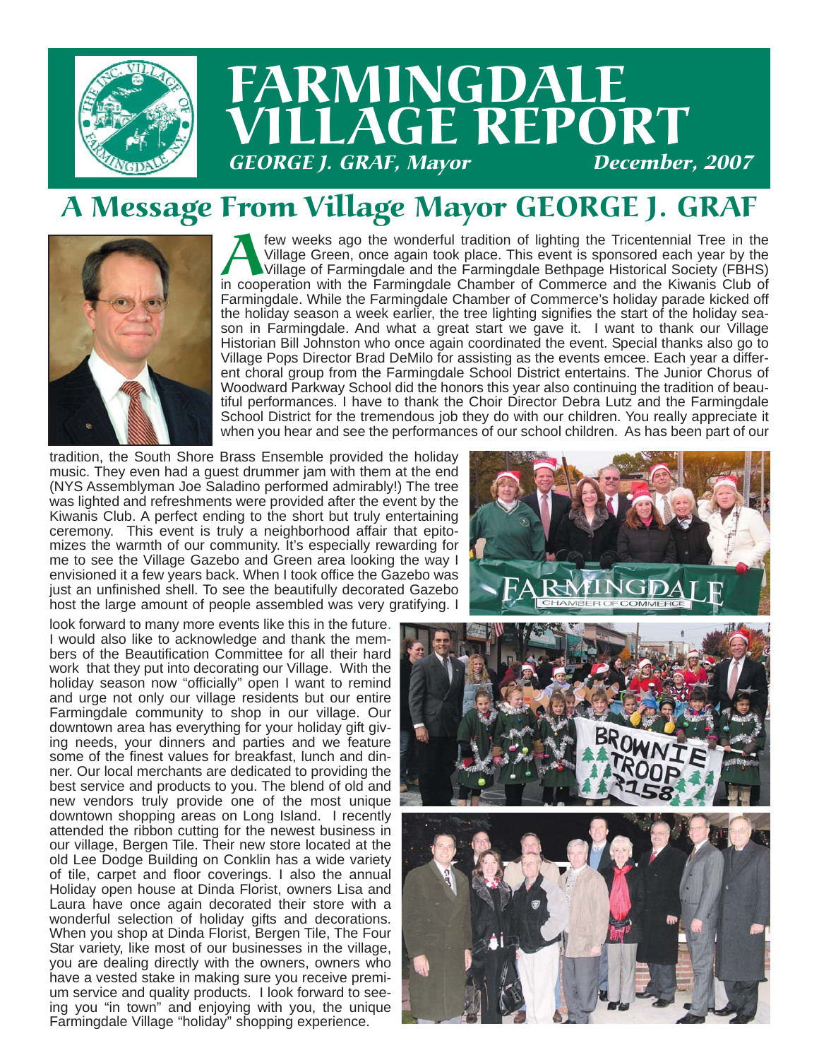# FARMINGDALE VILLAGE REPORT

*GEORGE J. GRAF, Mayor* *December, 2007*

## A Message From Village Mayor GEORGE J. GRAF

A few weeks ago the wonderful tradition of lighting the Tricentennial Tree in the Village Green, once again took place. This event is sponsored each year by the Village of Farmingdale and the Farmingdale Bethpage Historical Society (FBHS) in cooperation with the Farmingdale Chamber of Commerce and the Kiwanis Club of Farmingdale. While the Farmingdale Chamber of Commerce's holiday parade kicked off the holiday season a week earlier, the tree lighting signifies the start of the holiday season in Farmingdale. And what a great start we gave it. I want to thank our Village Historian Bill Johnston who once again coordinated the event. Special thanks also go to Village Pops Director Brad DeMilo for assisting as the events emcee. Each year a different choral group from the Farmingdale School District entertains. The Junior Chorus of Woodward Parkway School did the honors this year also continuing the tradition of beautiful performances. I have to thank the Choir Director Debra Lutz and the Farmingdale School District for the tremendous job they do with our children. You really appreciate it when you hear and see the performances of our school children. As has been part of our tradition, the South Shore Brass Ensemble provided the holiday music. They even had a guest drummer jam with them at the end (NYS Assemblyman Joe Saladino performed admirably!) The tree was lighted and refreshments were provided after the event by the Kiwanis Club. A perfect ending to the short but truly entertaining ceremony. This event is truly a neighborhood affair that epitomizes the warmth of our community. It's especially rewarding for me to see the Village Gazebo and Green area looking the way I envisioned it a few years back. When I took office the Gazebo was just an unfinished shell. To see the beautifully decorated Gazebo host the large amount of people assembled was very gratifying. I look forward to many more events like this in the future.

I would also like to acknowledge and thank the members of the Beautification Committee for all their hard work that they put into decorating our Village. With the holiday season now "officially" open I want to remind and urge not only our village residents but our entire Farmingdale community to shop in our village. Our downtown area has everything for your holiday gift giving needs, your dinners and parties and we feature some of the finest values for breakfast, lunch and dinner. Our local merchants are dedicated to providing the best service and products to you. The blend of old and new vendors truly provide one of the most unique downtown shopping areas on Long Island. I recently attended the ribbon cutting for the newest business in our village, Bergen Tile. Their new store located at the old Lee Dodge Building on Conklin has a wide variety of tile, carpet and floor coverings. I also the annual Holiday open house at Dinda Florist, owners Lisa and Laura have once again decorated their store with a wonderful selection of holiday gifts and decorations. When you shop at Dinda Florist, Bergen Tile, The Four Star variety, like most of our businesses in the village, you are dealing directly with the owners, owners who have a vested stake in making sure you receive premium service and quality products. I look forward to seeing you "in town" and enjoying with you, the unique Farmingdale Village "holiday" shopping experience.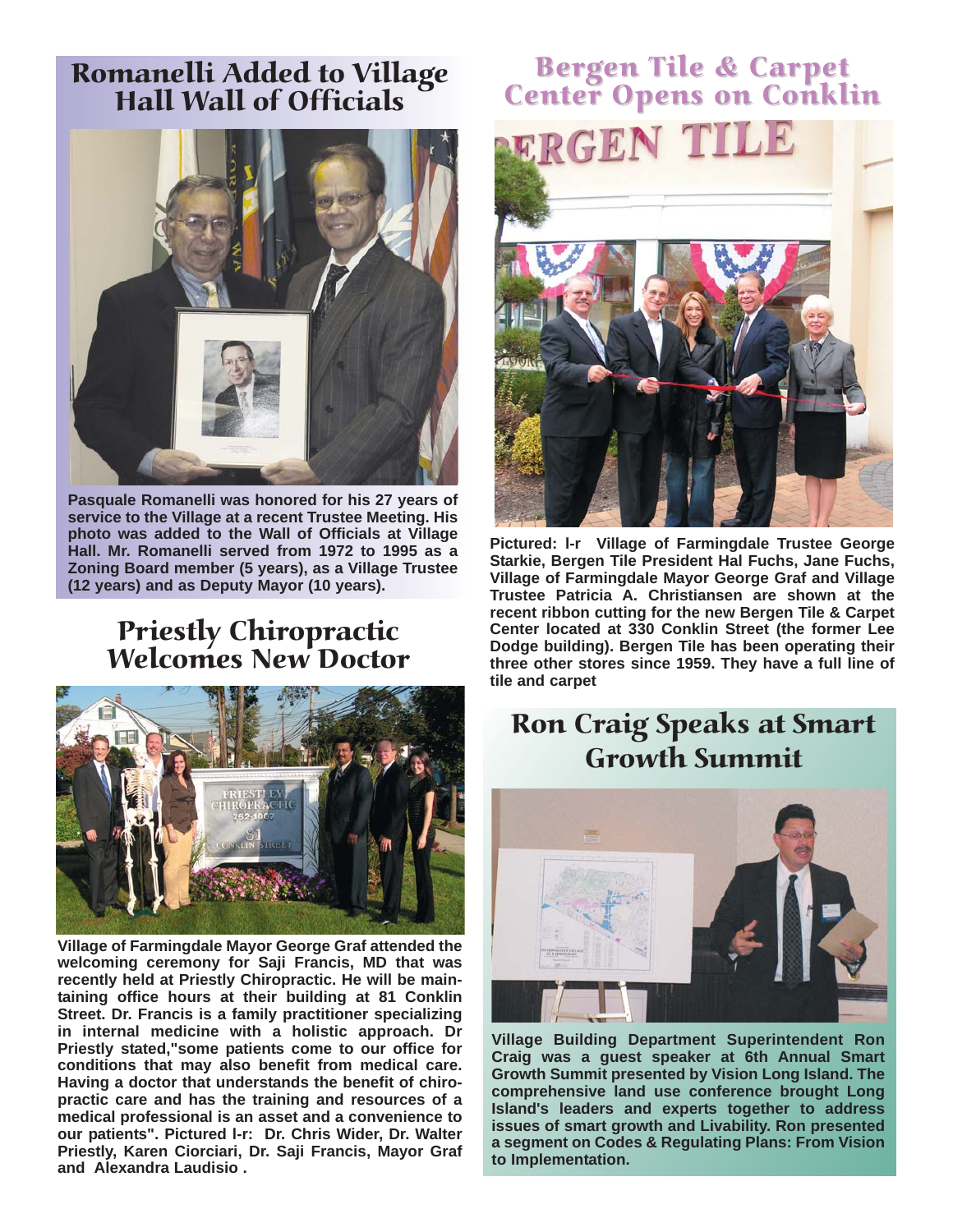## Romanelli Added to Village Hall Wall of Officials

**Pasquale Romanelli was honored for his 27 years of service to the Village at a recent Trustee Meeting. His photo was added to the Wall of Officials at Village Hall. Mr. Romanelli served from 1972 to 1995 as a Zoning Board member (5 years), as a Village Trustee (12 years) and as Deputy Mayor (10 years).**

## Priestly Chiropractic Welcomes New Doctor

**Village of Farmingdale Mayor George Graf attended the welcoming ceremony for Saji Francis, MD that was recently held at Priestly Chiropractic. He will be maintaining office hours at their building at 81 Conklin Street. Dr. Francis is a family practitioner specializing in internal medicine with a holistic approach. Dr Priestly stated,"some patients come to our office for conditions that may also benefit from medical care. Having a doctor that understands the benefit of chiropractic care and has the training and resources of a medical professional is an asset and a convenience to our patients". Pictured l-r: Dr. Chris Wider, Dr. Walter Priestly, Karen Ciorciari, Dr. Saji Francis, Mayor Graf and Alexandra Laudisio .**

## Bergen Tile & Carpet Center Opens on Conklin

**Pictured: l-r Village of Farmingdale Trustee George Starkie, Bergen Tile President Hal Fuchs, Jane Fuchs, Village of Farmingdale Mayor George Graf and Village Trustee Patricia A. Christiansen are shown at the recent ribbon cutting for the new Bergen Tile & Carpet Center located at 330 Conklin Street (the former Lee Dodge building). Bergen Tile has been operating their three other stores since 1959. They have a full line of tile and carpet**

## Ron Craig Speaks at Smart Growth Summit

**Village Building Department Superintendent Ron Craig was a guest speaker at 6th Annual Smart Growth Summit presented by Vision Long Island. The comprehensive land use conference brought Long Island's leaders and experts together to address issues of smart growth and Livability. Ron presented a segment on Codes & Regulating Plans: From Vision to Implementation.**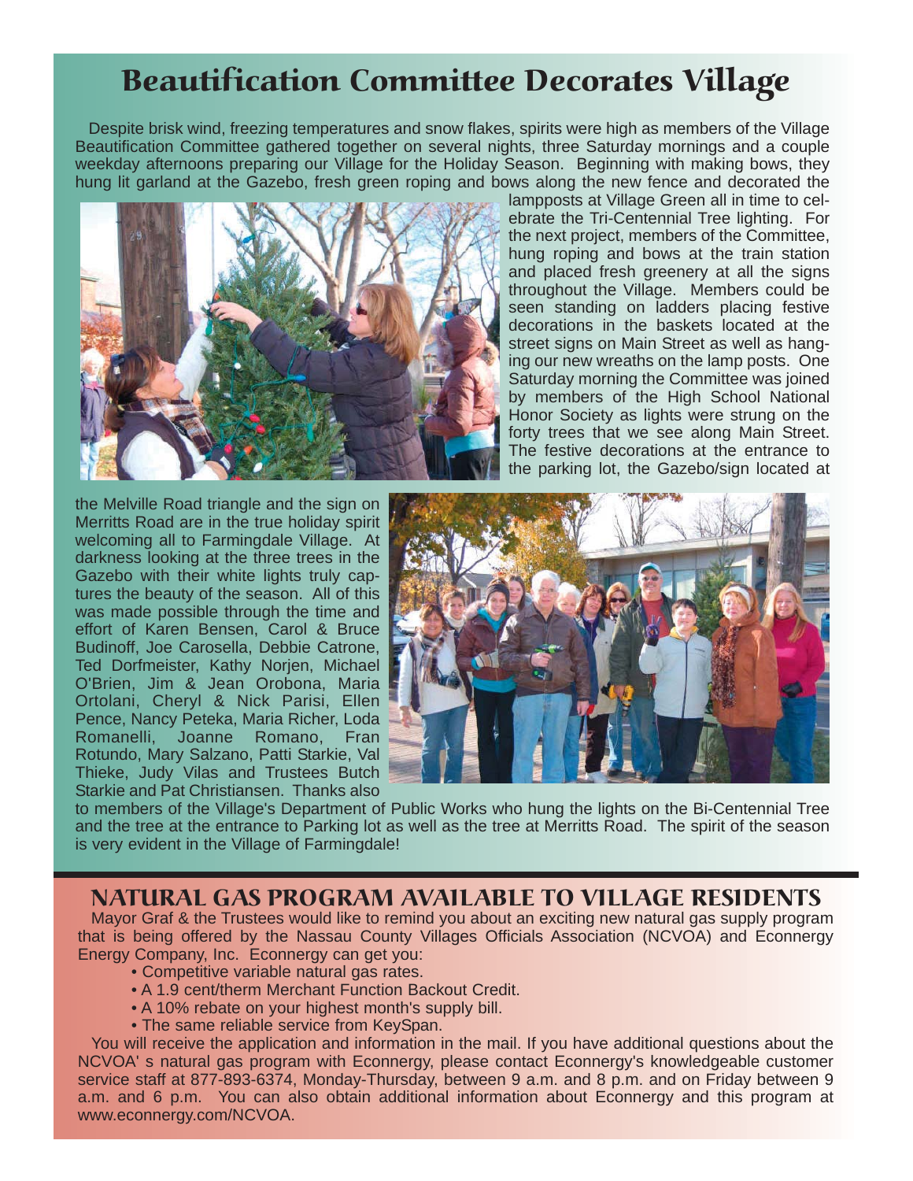# Beautification Committee Decorates Village

Despite brisk wind, freezing temperatures and snow flakes, spirits were high as members of the Village Beautification Committee gathered together on several nights, three Saturday mornings and a couple weekday afternoons preparing our Village for the Holiday Season. Beginning with making bows, they hung lit garland at the Gazebo, fresh green roping and bows along the new fence and decorated the lampposts at Village Green all in time to celebrate the Tri-Centennial Tree lighting. For the next project, members of the Committee, hung roping and bows at the train station and placed fresh greenery at all the signs throughout the Village. Members could be seen standing on ladders placing festive decorations in the baskets located at the street signs on Main Street as well as hanging our new wreaths on the lamp posts. One Saturday morning the Committee was joined by members of the High School National Honor Society as lights were strung on the forty trees that we see along Main Street. The festive decorations at the entrance to the parking lot, the Gazebo/sign located at the Melville Road triangle and the sign on Merritts Road are in the true holiday spirit welcoming all to Farmingdale Village. At darkness looking at the three trees in the Gazebo with their white lights truly captures the beauty of the season. All of this was made possible through the time and effort of Karen Bensen, Carol & Bruce Budinoff, Joe Carosella, Debbie Catrone, Ted Dorfmeister, Kathy Norjen, Michael O'Brien, Jim & Jean Orobona, Maria Ortolani, Cheryl & Nick Parisi, Ellen Pence, Nancy Peteka, Maria Richer, Loda Romanelli, Joanne Romano, Fran Rotundo, Mary Salzano, Patti Starkie, Val Thieke, Judy Vilas and Trustees Butch Starkie and Pat Christiansen. Thanks also to members of the Village's Department of Public Works who hung the lights on the Bi-Centennial Tree and the tree at the entrance to Parking lot as well as the tree at Merritts Road. The spirit of the season is very evident in the Village of Farmingdale!

## NATURAL GAS PROGRAM AVAILABLE TO VILLAGE RESIDENTS

Mayor Graf & the Trustees would like to remind you about an exciting new natural gas supply program that is being offered by the Nassau County Villages Officials Association (NCVOA) and Econnergy Energy Company, Inc. Econnergy can get you:

- Competitive variable natural gas rates.
- A 1.9 cent/therm Merchant Function Backout Credit.
- A 10% rebate on your highest month's supply bill.
- The same reliable service from KeySpan.

You will receive the application and information in the mail. If you have additional questions about the NCVOA' s natural gas program with Econnergy, please contact Econnergy's knowledgeable customer service staff at 877-893-6374, Monday-Thursday, between 9 a.m. and 8 p.m. and on Friday between 9 a.m. and 6 p.m. You can also obtain additional information about Econnergy and this program at www.econnergy.com/NCVOA.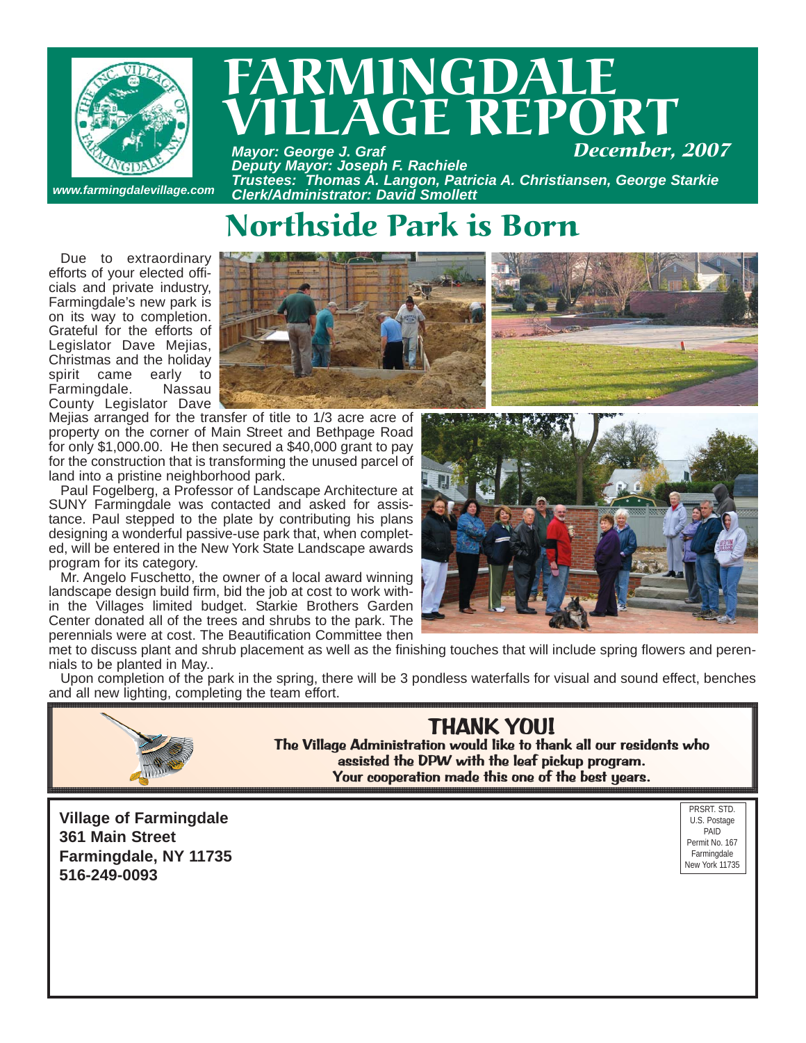# FARMINGDALE VILLAGE REPORT

www.farmingdalevillage.com

***Mayor: George J. Graf***
***December, 2007***
***Deputy Mayor: Joseph F. Rachiele***
***Trustees: Thomas A. Langon, Patricia A. Christiansen, George Starkie***
***Clerk/Administrator: David Smollett***

## Northside Park is Born

Due to extraordinary efforts of your elected officials and private industry, Farmingdale's new park is on its way to completion. Grateful for the efforts of Legislator Dave Mejias, Christmas and the holiday spirit came early to Farmingdale. Nassau County Legislator Dave Mejias arranged for the transfer of title to 1/3 acre acre of property on the corner of Main Street and Bethpage Road for only $1,000.00. He then secured a $40,000 grant to pay for the construction that is transforming the unused parcel of land into a pristine neighborhood park.

Paul Fogelberg, a Professor of Landscape Architecture at SUNY Farmingdale was contacted and asked for assistance. Paul stepped to the plate by contributing his plans designing a wonderful passive-use park that, when completed, will be entered in the New York State Landscape awards program for its category.

Mr. Angelo Fuschetto, the owner of a local award winning landscape design build firm, bid the job at cost to work within the Villages limited budget. Starkie Brothers Garden Center donated all of the trees and shrubs to the park. The perennials were at cost. The Beautification Committee then met to discuss plant and shrub placement as well as the finishing touches that will include spring flowers and perennials to be planted in May..

Upon completion of the park in the spring, there will be 3 pondless waterfalls for visual and sound effect, benches and all new lighting, completing the team effort.

## THANK YOU!

**The Village Administration would like to thank all our residents who assisted the DPW with the leaf pickup program. Your cooperation made this one of the best years.**

**Village of Farmingdale**
**361 Main Street**
**Farmingdale, NY 11735**
**516-249-0093**

PRSRT. STD.
U.S. Postage
PAID
Permit No. 167
Farmingdale
New York 11735